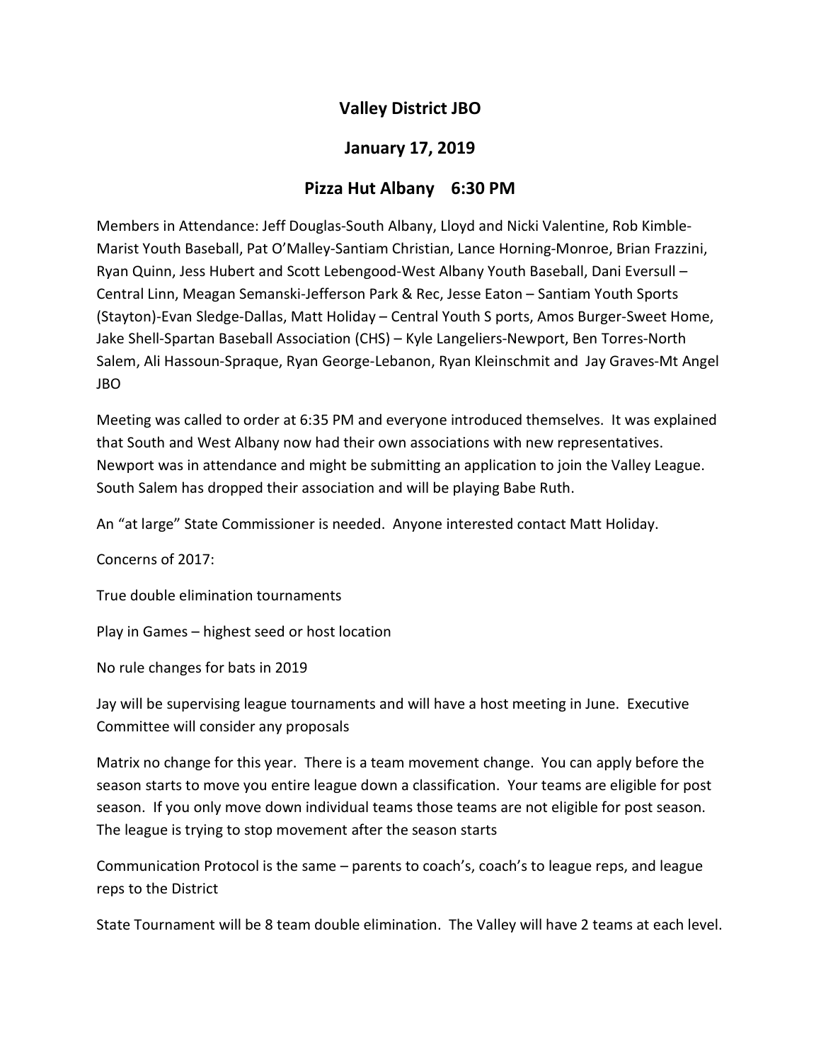# Valley District JBO

## January 17, 2019

## Pizza Hut Albany 6:30 PM

Members in Attendance: Jeff Douglas-South Albany, Lloyd and Nicki Valentine, Rob Kimble-Marist Youth Baseball, Pat O'Malley-Santiam Christian, Lance Horning-Monroe, Brian Frazzini, Ryan Quinn, Jess Hubert and Scott Lebengood-West Albany Youth Baseball, Dani Eversull – Central Linn, Meagan Semanski-Jefferson Park & Rec, Jesse Eaton – Santiam Youth Sports (Stayton)-Evan Sledge-Dallas, Matt Holiday – Central Youth S ports, Amos Burger-Sweet Home, Jake Shell-Spartan Baseball Association (CHS) – Kyle Langeliers-Newport, Ben Torres-North Salem, Ali Hassoun-Spraque, Ryan George-Lebanon, Ryan Kleinschmit and Jay Graves-Mt Angel JBO

Meeting was called to order at 6:35 PM and everyone introduced themselves. It was explained that South and West Albany now had their own associations with new representatives. Newport was in attendance and might be submitting an application to join the Valley League. South Salem has dropped their association and will be playing Babe Ruth.

An "at large" State Commissioner is needed. Anyone interested contact Matt Holiday.

Concerns of 2017:

True double elimination tournaments

Play in Games – highest seed or host location

No rule changes for bats in 2019

Jay will be supervising league tournaments and will have a host meeting in June. Executive Committee will consider any proposals

Matrix no change for this year. There is a team movement change. You can apply before the season starts to move you entire league down a classification. Your teams are eligible for post season. If you only move down individual teams those teams are not eligible for post season. The league is trying to stop movement after the season starts

Communication Protocol is the same – parents to coach's, coach's to league reps, and league reps to the District

State Tournament will be 8 team double elimination. The Valley will have 2 teams at each level.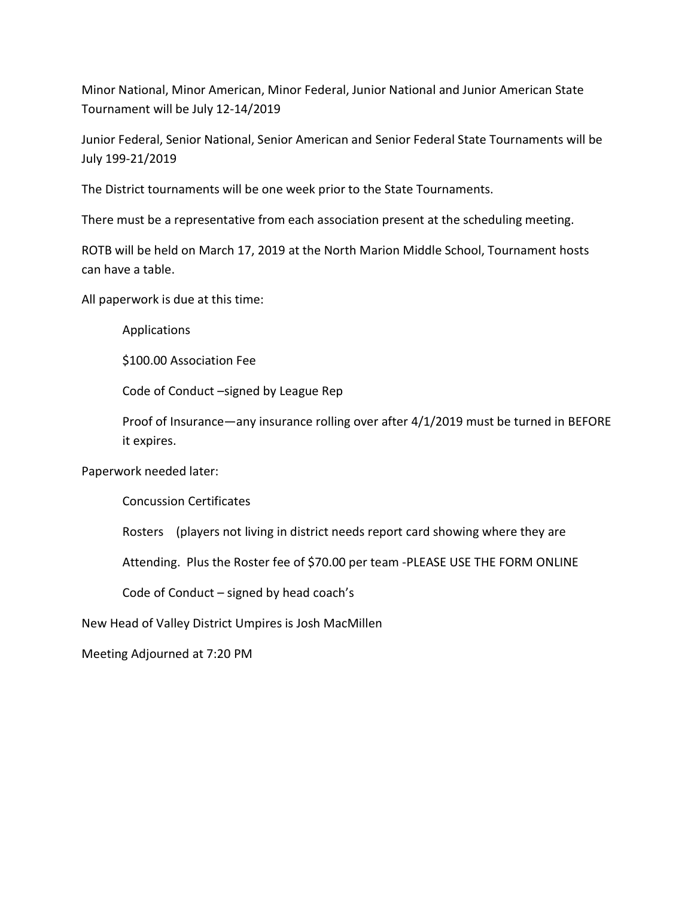Minor National, Minor American, Minor Federal, Junior National and Junior American State Tournament will be July 12-14/2019

Junior Federal, Senior National, Senior American and Senior Federal State Tournaments will be July 199-21/2019

The District tournaments will be one week prior to the State Tournaments.

There must be a representative from each association present at the scheduling meeting.

ROTB will be held on March 17, 2019 at the North Marion Middle School, Tournament hosts can have a table.

All paperwork is due at this time:

Applications

$100.00 Association Fee

Code of Conduct –signed by League Rep

Proof of Insurance—any insurance rolling over after 4/1/2019 must be turned in BEFORE it expires.

Paperwork needed later:

Concussion Certificates

Rosters (players not living in district needs report card showing where they are

Attending. Plus the Roster fee of $70.00 per team -PLEASE USE THE FORM ONLINE

Code of Conduct – signed by head coach's

New Head of Valley District Umpires is Josh MacMillen

Meeting Adjourned at 7:20 PM